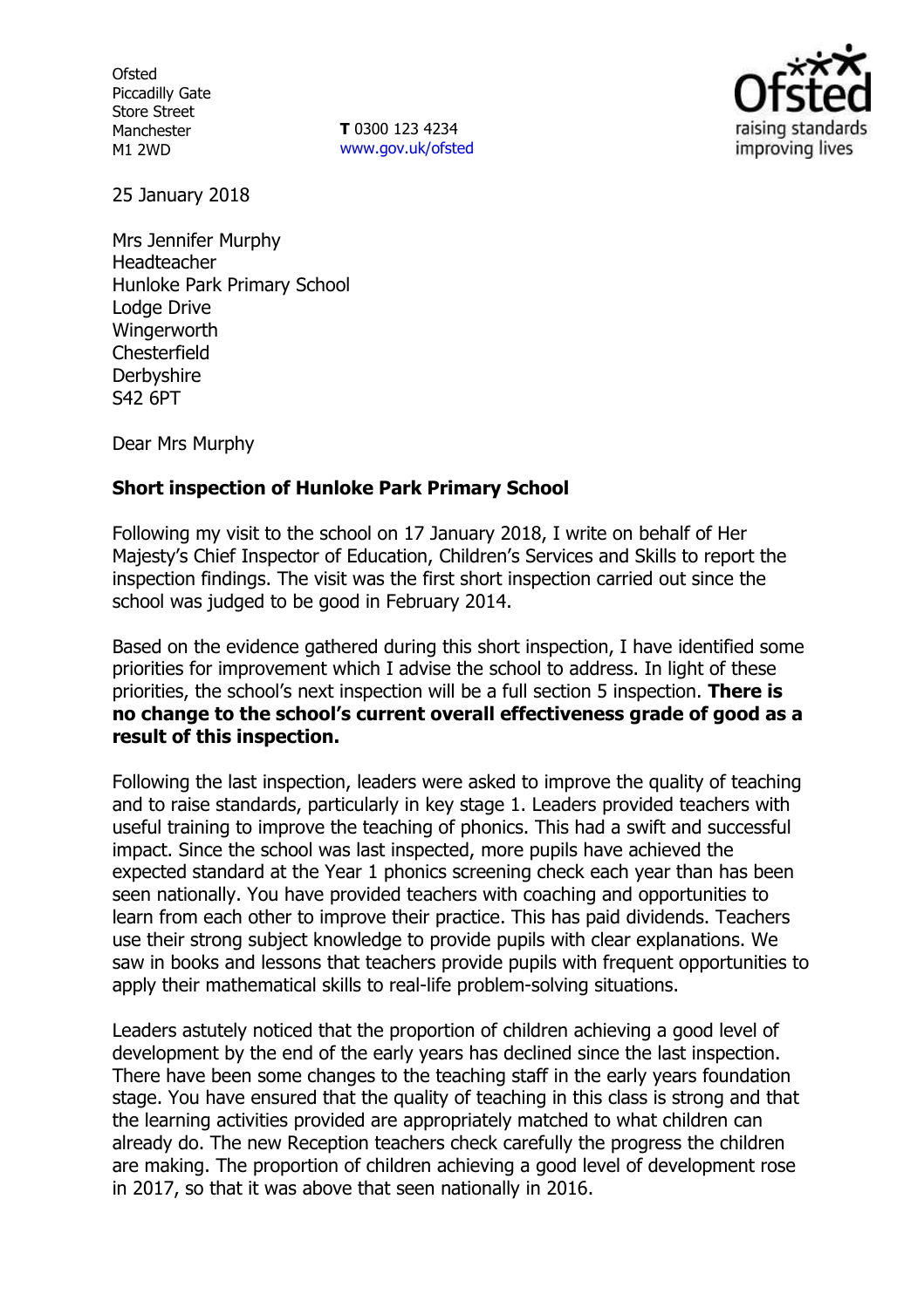Ofsted
Piccadilly Gate
Store Street
Manchester
M1 2WD

**T** 0300 123 4234
www.gov.uk/ofsted

25 January 2018

Mrs Jennifer Murphy
Headteacher
Hunloke Park Primary School
Lodge Drive
Wingerworth
Chesterfield
Derbyshire
S42 6PT

Dear Mrs Murphy

**Short inspection of Hunloke Park Primary School**

Following my visit to the school on 17 January 2018, I write on behalf of Her Majesty's Chief Inspector of Education, Children's Services and Skills to report the inspection findings. The visit was the first short inspection carried out since the school was judged to be good in February 2014.

Based on the evidence gathered during this short inspection, I have identified some priorities for improvement which I advise the school to address. In light of these priorities, the school's next inspection will be a full section 5 inspection. **There is no change to the school's current overall effectiveness grade of good as a result of this inspection.**

Following the last inspection, leaders were asked to improve the quality of teaching and to raise standards, particularly in key stage 1. Leaders provided teachers with useful training to improve the teaching of phonics. This had a swift and successful impact. Since the school was last inspected, more pupils have achieved the expected standard at the Year 1 phonics screening check each year than has been seen nationally. You have provided teachers with coaching and opportunities to learn from each other to improve their practice. This has paid dividends. Teachers use their strong subject knowledge to provide pupils with clear explanations. We saw in books and lessons that teachers provide pupils with frequent opportunities to apply their mathematical skills to real-life problem-solving situations.

Leaders astutely noticed that the proportion of children achieving a good level of development by the end of the early years has declined since the last inspection. There have been some changes to the teaching staff in the early years foundation stage. You have ensured that the quality of teaching in this class is strong and that the learning activities provided are appropriately matched to what children can already do. The new Reception teachers check carefully the progress the children are making. The proportion of children achieving a good level of development rose in 2017, so that it was above that seen nationally in 2016.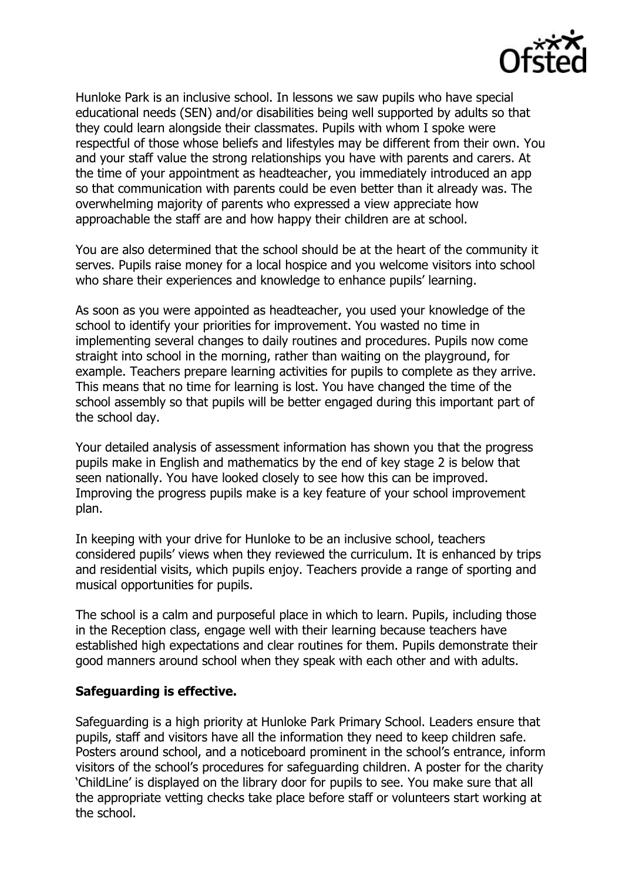Hunloke Park is an inclusive school. In lessons we saw pupils who have special educational needs (SEN) and/or disabilities being well supported by adults so that they could learn alongside their classmates. Pupils with whom I spoke were respectful of those whose beliefs and lifestyles may be different from their own. You and your staff value the strong relationships you have with parents and carers. At the time of your appointment as headteacher, you immediately introduced an app so that communication with parents could be even better than it already was. The overwhelming majority of parents who expressed a view appreciate how approachable the staff are and how happy their children are at school.

You are also determined that the school should be at the heart of the community it serves. Pupils raise money for a local hospice and you welcome visitors into school who share their experiences and knowledge to enhance pupils' learning.

As soon as you were appointed as headteacher, you used your knowledge of the school to identify your priorities for improvement. You wasted no time in implementing several changes to daily routines and procedures. Pupils now come straight into school in the morning, rather than waiting on the playground, for example. Teachers prepare learning activities for pupils to complete as they arrive. This means that no time for learning is lost. You have changed the time of the school assembly so that pupils will be better engaged during this important part of the school day.

Your detailed analysis of assessment information has shown you that the progress pupils make in English and mathematics by the end of key stage 2 is below that seen nationally. You have looked closely to see how this can be improved. Improving the progress pupils make is a key feature of your school improvement plan.

In keeping with your drive for Hunloke to be an inclusive school, teachers considered pupils' views when they reviewed the curriculum. It is enhanced by trips and residential visits, which pupils enjoy. Teachers provide a range of sporting and musical opportunities for pupils.

The school is a calm and purposeful place in which to learn. Pupils, including those in the Reception class, engage well with their learning because teachers have established high expectations and clear routines for them. Pupils demonstrate their good manners around school when they speak with each other and with adults.

**Safeguarding is effective.**

Safeguarding is a high priority at Hunloke Park Primary School. Leaders ensure that pupils, staff and visitors have all the information they need to keep children safe. Posters around school, and a noticeboard prominent in the school's entrance, inform visitors of the school's procedures for safeguarding children. A poster for the charity 'ChildLine' is displayed on the library door for pupils to see. You make sure that all the appropriate vetting checks take place before staff or volunteers start working at the school.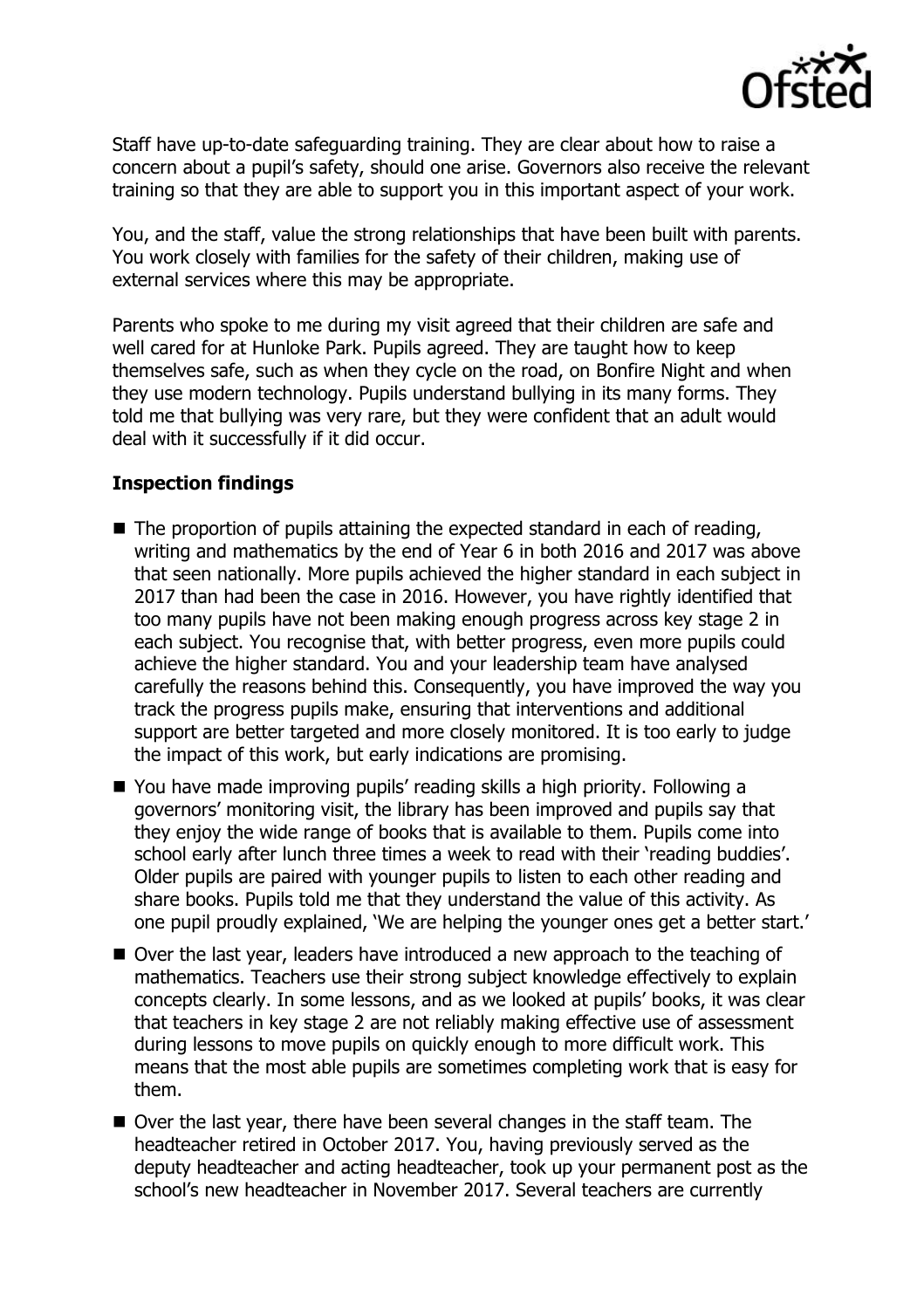Staff have up-to-date safeguarding training. They are clear about how to raise a concern about a pupil's safety, should one arise. Governors also receive the relevant training so that they are able to support you in this important aspect of your work.

You, and the staff, value the strong relationships that have been built with parents. You work closely with families for the safety of their children, making use of external services where this may be appropriate.

Parents who spoke to me during my visit agreed that their children are safe and well cared for at Hunloke Park. Pupils agreed. They are taught how to keep themselves safe, such as when they cycle on the road, on Bonfire Night and when they use modern technology. Pupils understand bullying in its many forms. They told me that bullying was very rare, but they were confident that an adult would deal with it successfully if it did occur.

**Inspection findings**

- The proportion of pupils attaining the expected standard in each of reading, writing and mathematics by the end of Year 6 in both 2016 and 2017 was above that seen nationally. More pupils achieved the higher standard in each subject in 2017 than had been the case in 2016. However, you have rightly identified that too many pupils have not been making enough progress across key stage 2 in each subject. You recognise that, with better progress, even more pupils could achieve the higher standard. You and your leadership team have analysed carefully the reasons behind this. Consequently, you have improved the way you track the progress pupils make, ensuring that interventions and additional support are better targeted and more closely monitored. It is too early to judge the impact of this work, but early indications are promising.
- You have made improving pupils' reading skills a high priority. Following a governors' monitoring visit, the library has been improved and pupils say that they enjoy the wide range of books that is available to them. Pupils come into school early after lunch three times a week to read with their 'reading buddies'. Older pupils are paired with younger pupils to listen to each other reading and share books. Pupils told me that they understand the value of this activity. As one pupil proudly explained, 'We are helping the younger ones get a better start.'
- Over the last year, leaders have introduced a new approach to the teaching of mathematics. Teachers use their strong subject knowledge effectively to explain concepts clearly. In some lessons, and as we looked at pupils' books, it was clear that teachers in key stage 2 are not reliably making effective use of assessment during lessons to move pupils on quickly enough to more difficult work. This means that the most able pupils are sometimes completing work that is easy for them.
- Over the last year, there have been several changes in the staff team. The headteacher retired in October 2017. You, having previously served as the deputy headteacher and acting headteacher, took up your permanent post as the school's new headteacher in November 2017. Several teachers are currently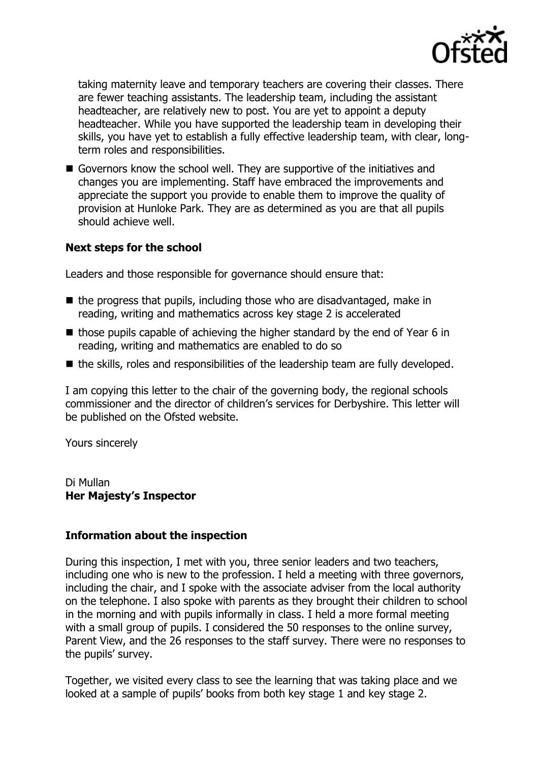taking maternity leave and temporary teachers are covering their classes. There are fewer teaching assistants. The leadership team, including the assistant headteacher, are relatively new to post. You are yet to appoint a deputy headteacher. While you have supported the leadership team in developing their skills, you have yet to establish a fully effective leadership team, with clear, long-term roles and responsibilities.

- Governors know the school well. They are supportive of the initiatives and changes you are implementing. Staff have embraced the improvements and appreciate the support you provide to enable them to improve the quality of provision at Hunloke Park. They are as determined as you are that all pupils should achieve well.

### Next steps for the school

Leaders and those responsible for governance should ensure that:

- the progress that pupils, including those who are disadvantaged, make in reading, writing and mathematics across key stage 2 is accelerated
- those pupils capable of achieving the higher standard by the end of Year 6 in reading, writing and mathematics are enabled to do so
- the skills, roles and responsibilities of the leadership team are fully developed.

I am copying this letter to the chair of the governing body, the regional schools commissioner and the director of children's services for Derbyshire. This letter will be published on the Ofsted website.

Yours sincerely

Di Mullan
**Her Majesty's Inspector**

### Information about the inspection

During this inspection, I met with you, three senior leaders and two teachers, including one who is new to the profession. I held a meeting with three governors, including the chair, and I spoke with the associate adviser from the local authority on the telephone. I also spoke with parents as they brought their children to school in the morning and with pupils informally in class. I held a more formal meeting with a small group of pupils. I considered the 50 responses to the online survey, Parent View, and the 26 responses to the staff survey. There were no responses to the pupils' survey.

Together, we visited every class to see the learning that was taking place and we looked at a sample of pupils' books from both key stage 1 and key stage 2.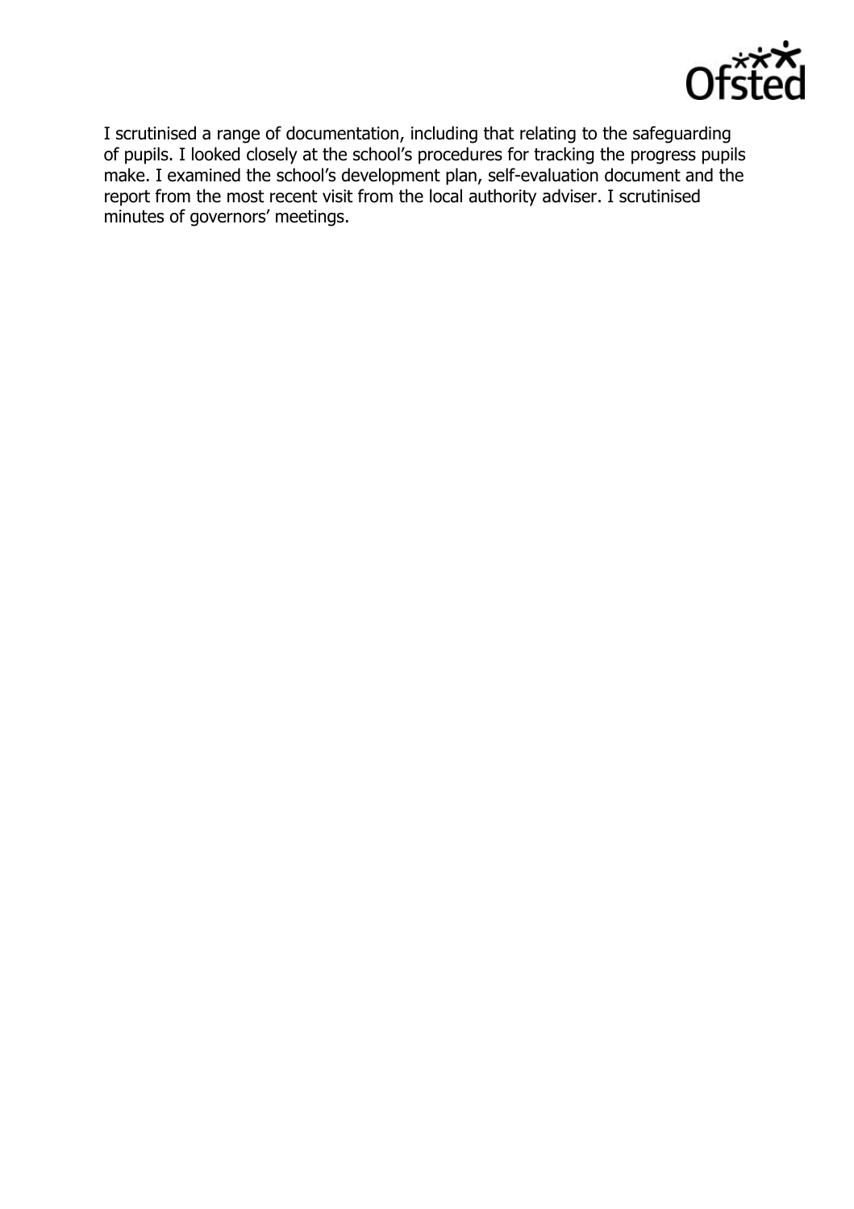I scrutinised a range of documentation, including that relating to the safeguarding of pupils. I looked closely at the school's procedures for tracking the progress pupils make. I examined the school's development plan, self-evaluation document and the report from the most recent visit from the local authority adviser. I scrutinised minutes of governors' meetings.